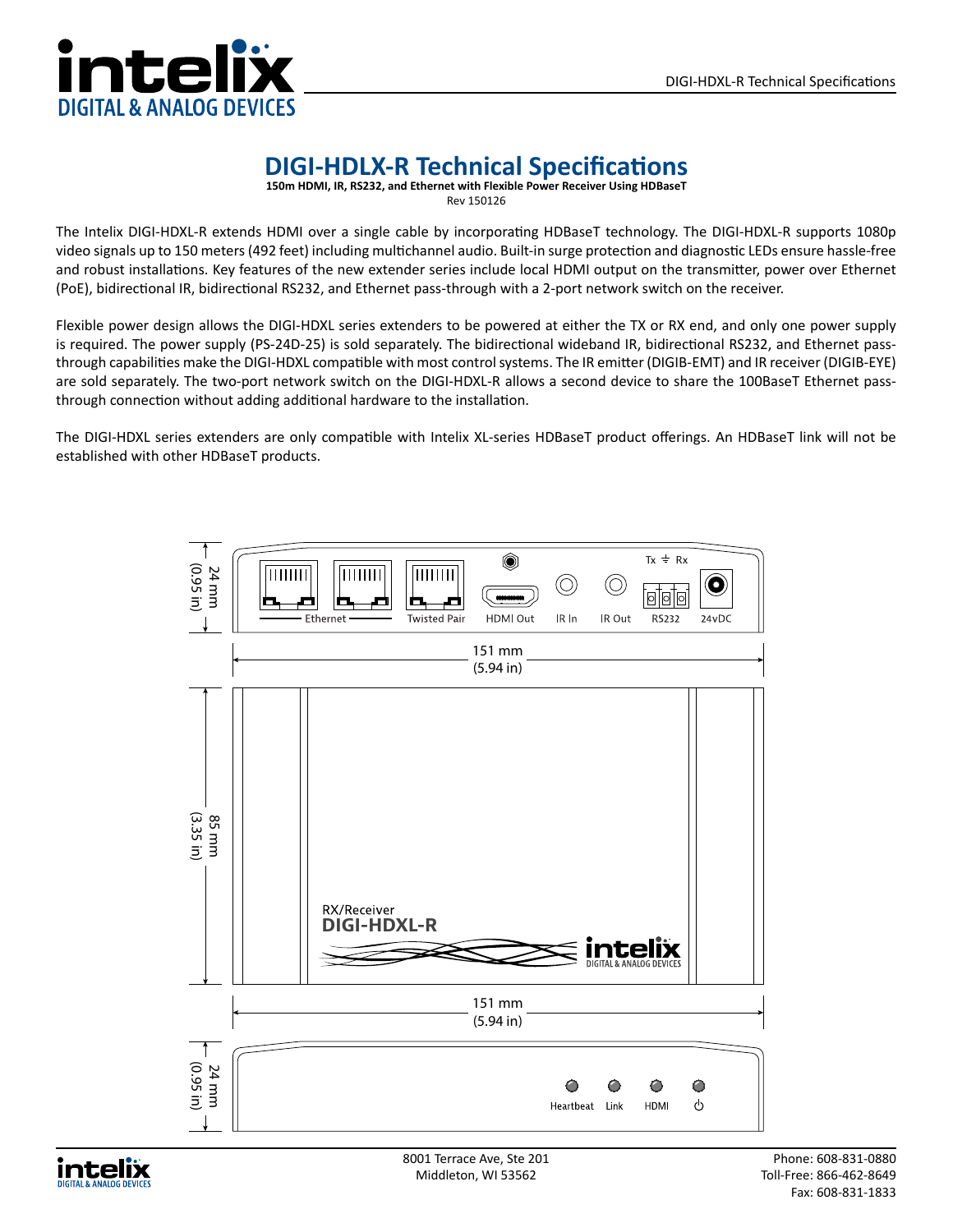# DIGI-HDLX-R Technical Specifications

**150m HDMI, IR, RS232, and Ethernet with Flexible Power Receiver Using HDBaseT**

Rev 150126

The Intelix DIGI-HDXL-R extends HDMI over a single cable by incorporating HDBaseT technology. The DIGI-HDXL-R supports 1080p video signals up to 150 meters (492 feet) including multichannel audio. Built-in surge protection and diagnostic LEDs ensure hassle-free and robust installations. Key features of the new extender series include local HDMI output on the transmitter, power over Ethernet (PoE), bidirectional IR, bidirectional RS232, and Ethernet pass-through with a 2-port network switch on the receiver.

Flexible power design allows the DIGI-HDXL series extenders to be powered at either the TX or RX end, and only one power supply is required. The power supply (PS-24D-25) is sold separately. The bidirectional wideband IR, bidirectional RS232, and Ethernet pass-through capabilities make the DIGI-HDXL compatible with most control systems. The IR emitter (DIGIB-EMT) and IR receiver (DIGIB-EYE) are sold separately. The two-port network switch on the DIGI-HDXL-R allows a second device to share the 100BaseT Ethernet pass-through connection without adding additional hardware to the installation.

The DIGI-HDXL series extenders are only compatible with Intelix XL-series HDBaseT product offerings. An HDBaseT link will not be established with other HDBaseT products.

24 mm (0.95 in)

Ethernet | Twisted Pair | HDMI Out | IR In | IR Out | Tx ⏚ Rx RS232 | 24vDC

151 mm (5.94 in)

85 mm (3.35 in)

RX/Receiver
DIGI-HDXL-R

151 mm (5.94 in)

24 mm (0.95 in)

Heartbeat | Link | HDMI | ⏻

8001 Terrace Ave, Ste 201
Middleton, WI 53562

Phone: 608-831-0880
Toll-Free: 866-462-8649
Fax: 608-831-1833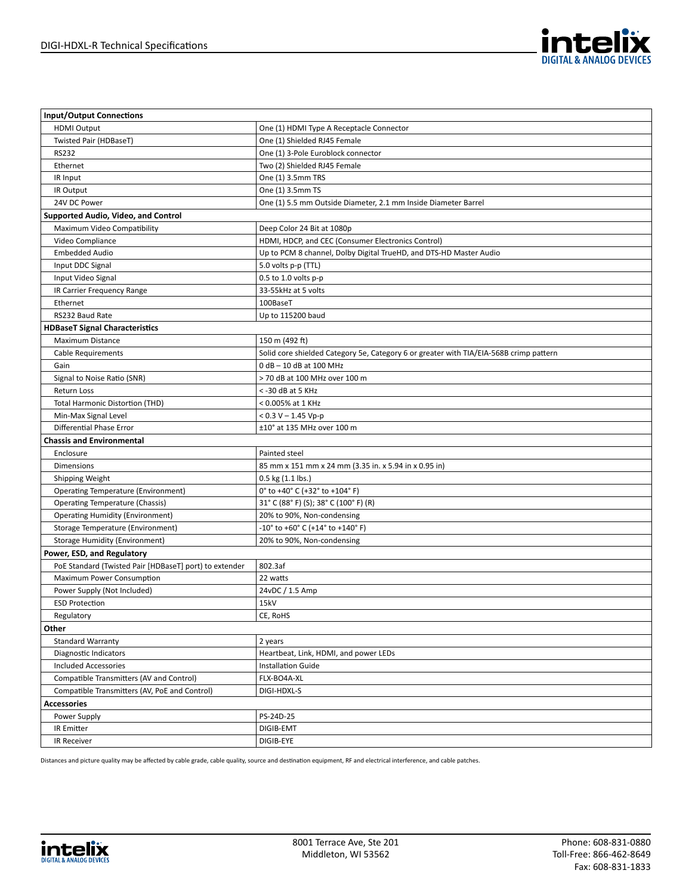| | |
|---|---|
| **Input/Output Connections** | |
| HDMI Output | One (1) HDMI Type A Receptacle Connector |
| Twisted Pair (HDBaseT) | One (1) Shielded RJ45 Female |
| RS232 | One (1) 3-Pole Euroblock connector |
| Ethernet | Two (2) Shielded RJ45 Female |
| IR Input | One (1) 3.5mm TRS |
| IR Output | One (1) 3.5mm TS |
| 24V DC Power | One (1) 5.5 mm Outside Diameter, 2.1 mm Inside Diameter Barrel |
| **Supported Audio, Video, and Control** | |
| Maximum Video Compatibility | Deep Color 24 Bit at 1080p |
| Video Compliance | HDMI, HDCP, and CEC (Consumer Electronics Control) |
| Embedded Audio | Up to PCM 8 channel, Dolby Digital TrueHD, and DTS-HD Master Audio |
| Input DDC Signal | 5.0 volts p-p (TTL) |
| Input Video Signal | 0.5 to 1.0 volts p-p |
| IR Carrier Frequency Range | 33-55kHz at 5 volts |
| Ethernet | 100BaseT |
| RS232 Baud Rate | Up to 115200 baud |
| **HDBaseT Signal Characteristics** | |
| Maximum Distance | 150 m (492 ft) |
| Cable Requirements | Solid core shielded Category 5e, Category 6 or greater with TIA/EIA-568B crimp pattern |
| Gain | 0 dB – 10 dB at 100 MHz |
| Signal to Noise Ratio (SNR) | > 70 dB at 100 MHz over 100 m |
| Return Loss | < -30 dB at 5 KHz |
| Total Harmonic Distortion (THD) | < 0.005% at 1 KHz |
| Min-Max Signal Level | < 0.3 V – 1.45 Vp-p |
| Differential Phase Error | ±10° at 135 MHz over 100 m |
| **Chassis and Environmental** | |
| Enclosure | Painted steel |
| Dimensions | 85 mm x 151 mm x 24 mm (3.35 in. x 5.94 in x 0.95 in) |
| Shipping Weight | 0.5 kg (1.1 lbs.) |
| Operating Temperature (Environment) | 0° to +40° C (+32° to +104° F) |
| Operating Temperature (Chassis) | 31° C (88° F) (S); 38° C (100° F) (R) |
| Operating Humidity (Environment) | 20% to 90%, Non-condensing |
| Storage Temperature (Environment) | -10° to +60° C (+14° to +140° F) |
| Storage Humidity (Environment) | 20% to 90%, Non-condensing |
| **Power, ESD, and Regulatory** | |
| PoE Standard (Twisted Pair [HDBaseT] port) to extender | 802.3af |
| Maximum Power Consumption | 22 watts |
| Power Supply (Not Included) | 24vDC / 1.5 Amp |
| ESD Protection | 15kV |
| Regulatory | CE, RoHS |
| **Other** | |
| Standard Warranty | 2 years |
| Diagnostic Indicators | Heartbeat, Link, HDMI, and power LEDs |
| Included Accessories | Installation Guide |
| Compatible Transmitters (AV and Control) | FLX-BO4A-XL |
| Compatible Transmitters (AV, PoE and Control) | DIGI-HDXL-S |
| **Accessories** | |
| Power Supply | PS-24D-25 |
| IR Emitter | DIGIB-EMT |
| IR Receiver | DIGIB-EYE |

Distances and picture quality may be affected by cable grade, cable quality, source and destination equipment, RF and electrical interference, and cable patches.

8001 Terrace Ave, Ste 201
Middleton, WI 53562

Phone: 608-831-0880
Toll-Free: 866-462-8649
Fax: 608-831-1833